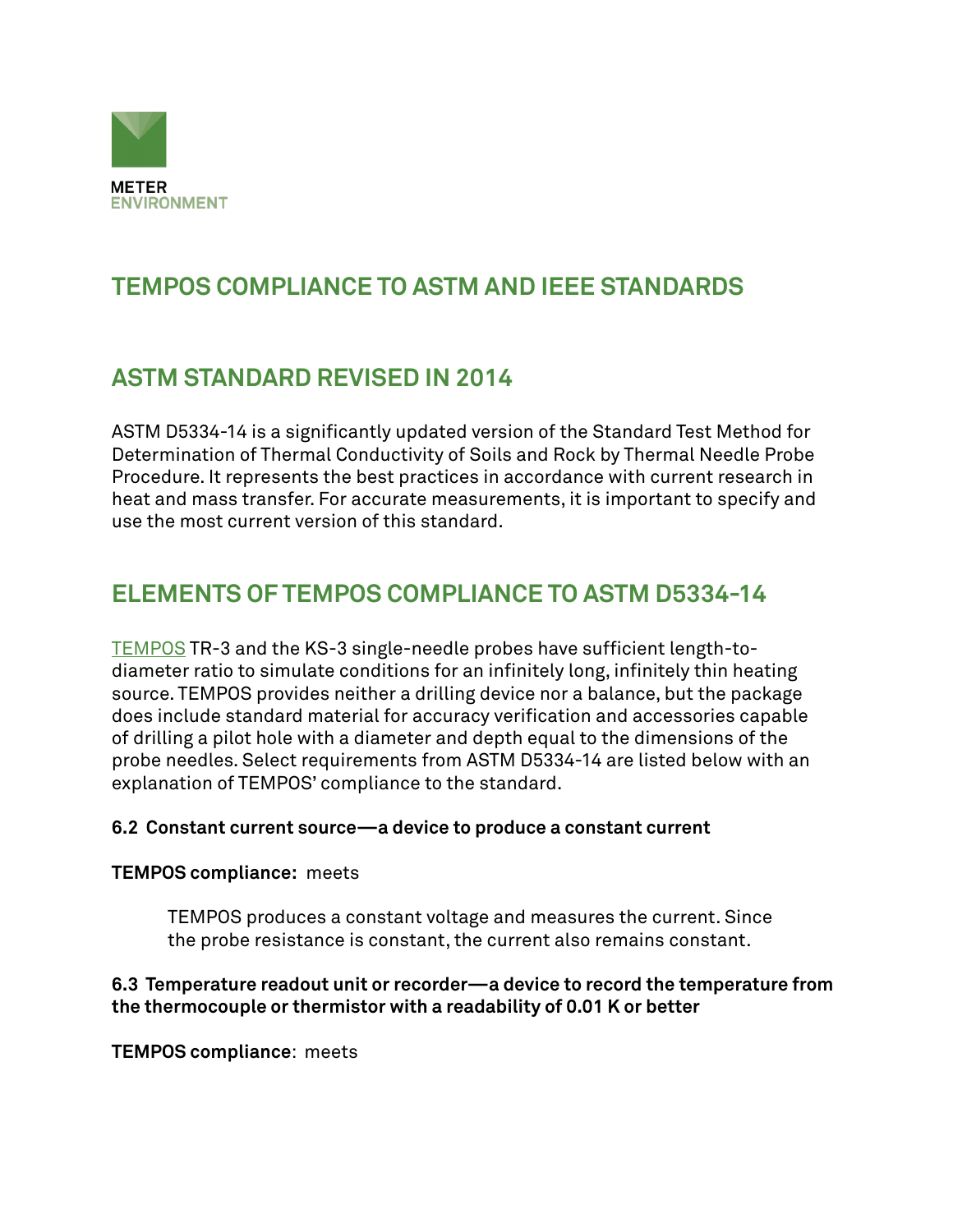METER
ENVIRONMENT

# TEMPOS COMPLIANCE TO ASTM AND IEEE STANDARDS

## ASTM STANDARD REVISED IN 2014

ASTM D5334-14 is a significantly updated version of the Standard Test Method for Determination of Thermal Conductivity of Soils and Rock by Thermal Needle Probe Procedure. It represents the best practices in accordance with current research in heat and mass transfer. For accurate measurements, it is important to specify and use the most current version of this standard.

## ELEMENTS OF TEMPOS COMPLIANCE TO ASTM D5334-14

TEMPOS TR-3 and the KS-3 single-needle probes have sufficient length-to-diameter ratio to simulate conditions for an infinitely long, infinitely thin heating source. TEMPOS provides neither a drilling device nor a balance, but the package does include standard material for accuracy verification and accessories capable of drilling a pilot hole with a diameter and depth equal to the dimensions of the probe needles. Select requirements from ASTM D5334-14 are listed below with an explanation of TEMPOS' compliance to the standard.

**6.2 Constant current source—a device to produce a constant current**

**TEMPOS compliance:** meets

> TEMPOS produces a constant voltage and measures the current. Since the probe resistance is constant, the current also remains constant.

**6.3 Temperature readout unit or recorder—a device to record the temperature from the thermocouple or thermistor with a readability of 0.01 K or better**

**TEMPOS compliance**: meets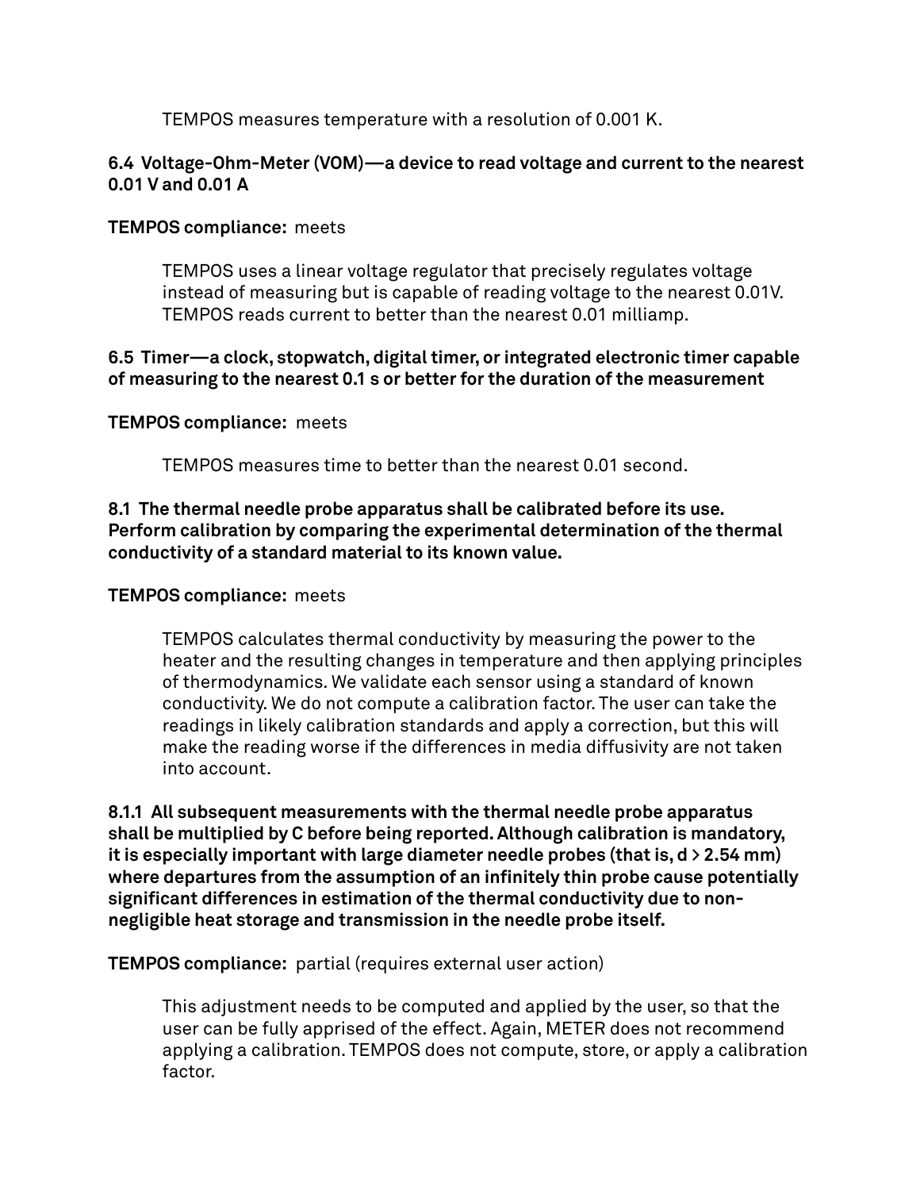TEMPOS measures temperature with a resolution of 0.001 K.

**6.4 Voltage-Ohm-Meter (VOM)—a device to read voltage and current to the nearest 0.01 V and 0.01 A**

**TEMPOS compliance:** meets

TEMPOS uses a linear voltage regulator that precisely regulates voltage instead of measuring but is capable of reading voltage to the nearest 0.01V. TEMPOS reads current to better than the nearest 0.01 milliamp.

**6.5 Timer—a clock, stopwatch, digital timer, or integrated electronic timer capable of measuring to the nearest 0.1 s or better for the duration of the measurement**

**TEMPOS compliance:** meets

TEMPOS measures time to better than the nearest 0.01 second.

**8.1 The thermal needle probe apparatus shall be calibrated before its use. Perform calibration by comparing the experimental determination of the thermal conductivity of a standard material to its known value.**

**TEMPOS compliance:** meets

TEMPOS calculates thermal conductivity by measuring the power to the heater and the resulting changes in temperature and then applying principles of thermodynamics. We validate each sensor using a standard of known conductivity. We do not compute a calibration factor. The user can take the readings in likely calibration standards and apply a correction, but this will make the reading worse if the differences in media diffusivity are not taken into account.

**8.1.1 All subsequent measurements with the thermal needle probe apparatus shall be multiplied by C before being reported. Although calibration is mandatory, it is especially important with large diameter needle probes (that is, d > 2.54 mm) where departures from the assumption of an infinitely thin probe cause potentially significant differences in estimation of the thermal conductivity due to non-negligible heat storage and transmission in the needle probe itself.**

**TEMPOS compliance:** partial (requires external user action)

This adjustment needs to be computed and applied by the user, so that the user can be fully apprised of the effect. Again, METER does not recommend applying a calibration. TEMPOS does not compute, store, or apply a calibration factor.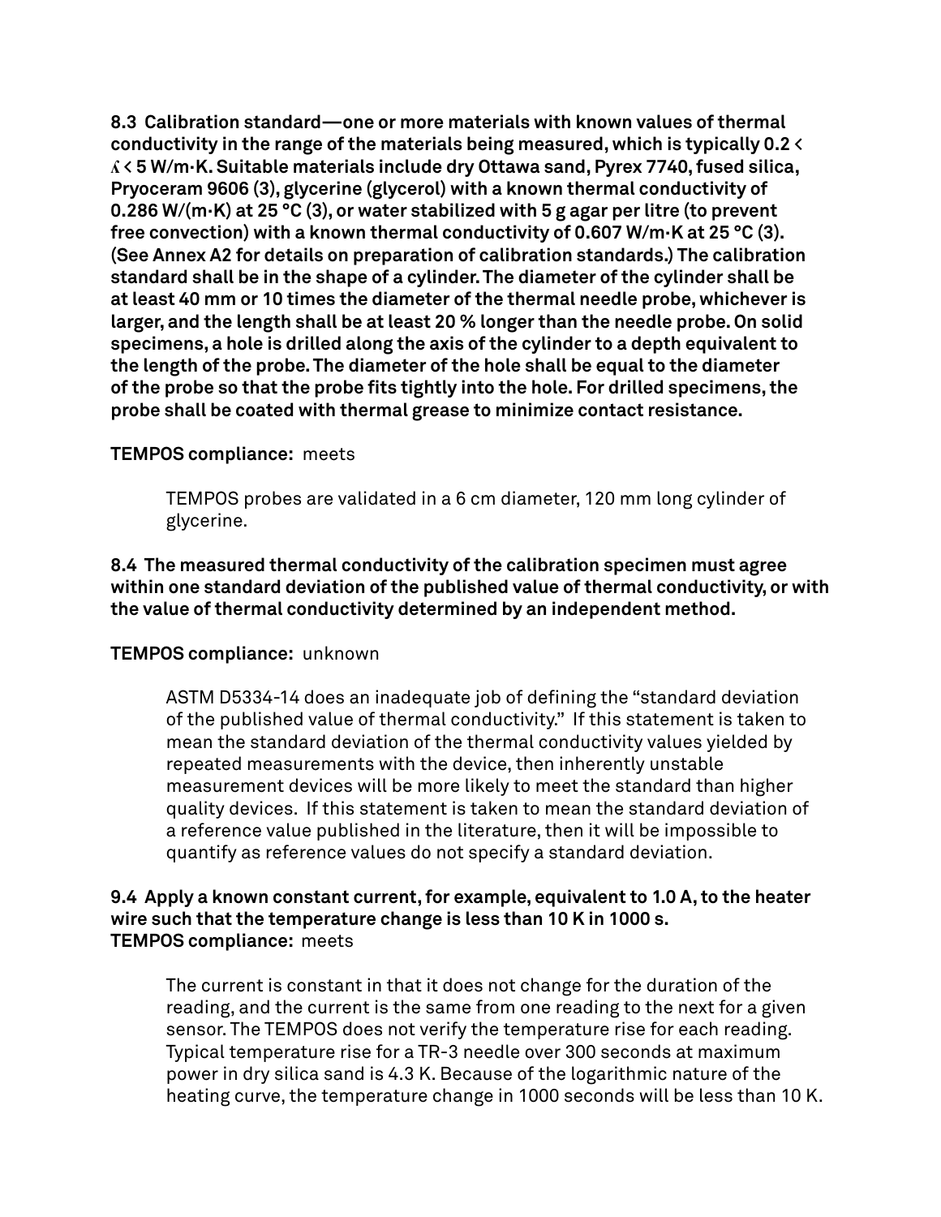**8.3 Calibration standard—one or more materials with known values of thermal conductivity in the range of the materials being measured, which is typically 0.2 < $\lambda$ < 5 W/m·K. Suitable materials include dry Ottawa sand, Pyrex 7740, fused silica, Pryoceram 9606 (3), glycerine (glycerol) with a known thermal conductivity of 0.286 W/(m·K) at 25 °C (3), or water stabilized with 5 g agar per litre (to prevent free convection) with a known thermal conductivity of 0.607 W/m·K at 25 °C (3). (See Annex A2 for details on preparation of calibration standards.) The calibration standard shall be in the shape of a cylinder. The diameter of the cylinder shall be at least 40 mm or 10 times the diameter of the thermal needle probe, whichever is larger, and the length shall be at least 20 % longer than the needle probe. On solid specimens, a hole is drilled along the axis of the cylinder to a depth equivalent to the length of the probe. The diameter of the hole shall be equal to the diameter of the probe so that the probe fits tightly into the hole. For drilled specimens, the probe shall be coated with thermal grease to minimize contact resistance.**

**TEMPOS compliance:** meets

> TEMPOS probes are validated in a 6 cm diameter, 120 mm long cylinder of glycerine.

**8.4 The measured thermal conductivity of the calibration specimen must agree within one standard deviation of the published value of thermal conductivity, or with the value of thermal conductivity determined by an independent method.**

**TEMPOS compliance:** unknown

> ASTM D5334-14 does an inadequate job of defining the "standard deviation of the published value of thermal conductivity." If this statement is taken to mean the standard deviation of the thermal conductivity values yielded by repeated measurements with the device, then inherently unstable measurement devices will be more likely to meet the standard than higher quality devices. If this statement is taken to mean the standard deviation of a reference value published in the literature, then it will be impossible to quantify as reference values do not specify a standard deviation.

**9.4 Apply a known constant current, for example, equivalent to 1.0 A, to the heater wire such that the temperature change is less than 10 K in 1000 s.**
**TEMPOS compliance:** meets

> The current is constant in that it does not change for the duration of the reading, and the current is the same from one reading to the next for a given sensor. The TEMPOS does not verify the temperature rise for each reading. Typical temperature rise for a TR-3 needle over 300 seconds at maximum power in dry silica sand is 4.3 K. Because of the logarithmic nature of the heating curve, the temperature change in 1000 seconds will be less than 10 K.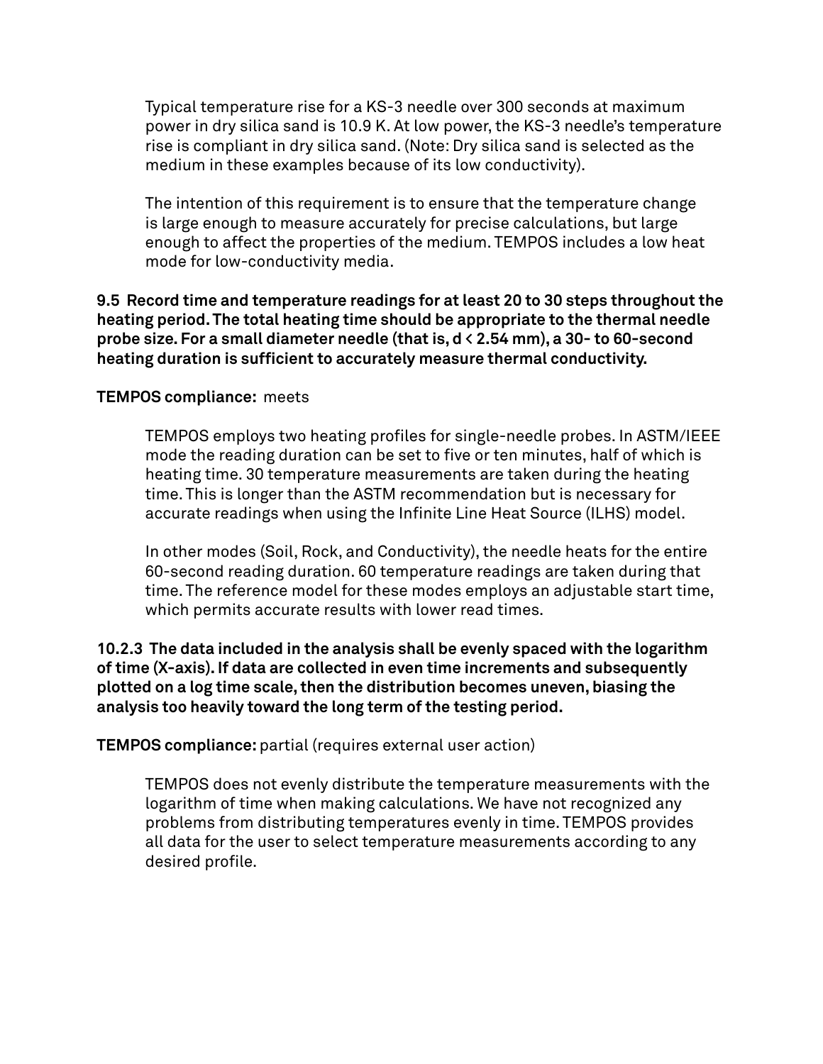Typical temperature rise for a KS-3 needle over 300 seconds at maximum power in dry silica sand is 10.9 K. At low power, the KS-3 needle's temperature rise is compliant in dry silica sand. (Note: Dry silica sand is selected as the medium in these examples because of its low conductivity).

The intention of this requirement is to ensure that the temperature change is large enough to measure accurately for precise calculations, but large enough to affect the properties of the medium. TEMPOS includes a low heat mode for low-conductivity media.

**9.5 Record time and temperature readings for at least 20 to 30 steps throughout the heating period. The total heating time should be appropriate to the thermal needle probe size. For a small diameter needle (that is, d < 2.54 mm), a 30- to 60-second heating duration is sufficient to accurately measure thermal conductivity.**

**TEMPOS compliance:** meets

TEMPOS employs two heating profiles for single-needle probes. In ASTM/IEEE mode the reading duration can be set to five or ten minutes, half of which is heating time. 30 temperature measurements are taken during the heating time. This is longer than the ASTM recommendation but is necessary for accurate readings when using the Infinite Line Heat Source (ILHS) model.

In other modes (Soil, Rock, and Conductivity), the needle heats for the entire 60-second reading duration. 60 temperature readings are taken during that time. The reference model for these modes employs an adjustable start time, which permits accurate results with lower read times.

**10.2.3 The data included in the analysis shall be evenly spaced with the logarithm of time (X-axis). If data are collected in even time increments and subsequently plotted on a log time scale, then the distribution becomes uneven, biasing the analysis too heavily toward the long term of the testing period.**

**TEMPOS compliance:** partial (requires external user action)

TEMPOS does not evenly distribute the temperature measurements with the logarithm of time when making calculations. We have not recognized any problems from distributing temperatures evenly in time. TEMPOS provides all data for the user to select temperature measurements according to any desired profile.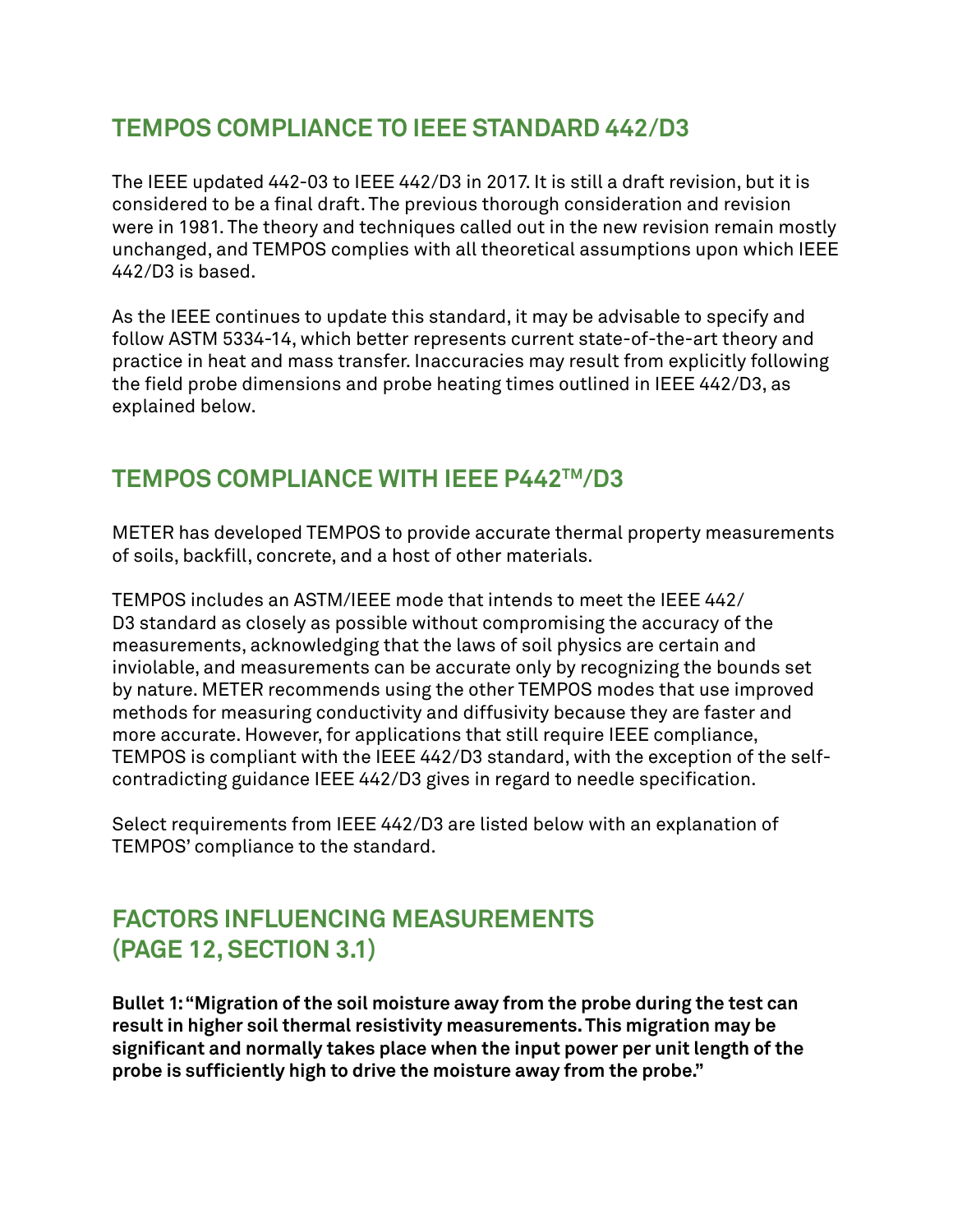## TEMPOS COMPLIANCE TO IEEE STANDARD 442/D3

The IEEE updated 442-03 to IEEE 442/D3 in 2017. It is still a draft revision, but it is considered to be a final draft. The previous thorough consideration and revision were in 1981. The theory and techniques called out in the new revision remain mostly unchanged, and TEMPOS complies with all theoretical assumptions upon which IEEE 442/D3 is based.

As the IEEE continues to update this standard, it may be advisable to specify and follow ASTM 5334-14, which better represents current state-of-the-art theory and practice in heat and mass transfer. Inaccuracies may result from explicitly following the field probe dimensions and probe heating times outlined in IEEE 442/D3, as explained below.

## TEMPOS COMPLIANCE WITH IEEE P442™/D3

METER has developed TEMPOS to provide accurate thermal property measurements of soils, backfill, concrete, and a host of other materials.

TEMPOS includes an ASTM/IEEE mode that intends to meet the IEEE 442/D3 standard as closely as possible without compromising the accuracy of the measurements, acknowledging that the laws of soil physics are certain and inviolable, and measurements can be accurate only by recognizing the bounds set by nature. METER recommends using the other TEMPOS modes that use improved methods for measuring conductivity and diffusivity because they are faster and more accurate. However, for applications that still require IEEE compliance, TEMPOS is compliant with the IEEE 442/D3 standard, with the exception of the self-contradicting guidance IEEE 442/D3 gives in regard to needle specification.

Select requirements from IEEE 442/D3 are listed below with an explanation of TEMPOS' compliance to the standard.

## FACTORS INFLUENCING MEASUREMENTS (PAGE 12, SECTION 3.1)

**Bullet 1: "Migration of the soil moisture away from the probe during the test can result in higher soil thermal resistivity measurements. This migration may be significant and normally takes place when the input power per unit length of the probe is sufficiently high to drive the moisture away from the probe."**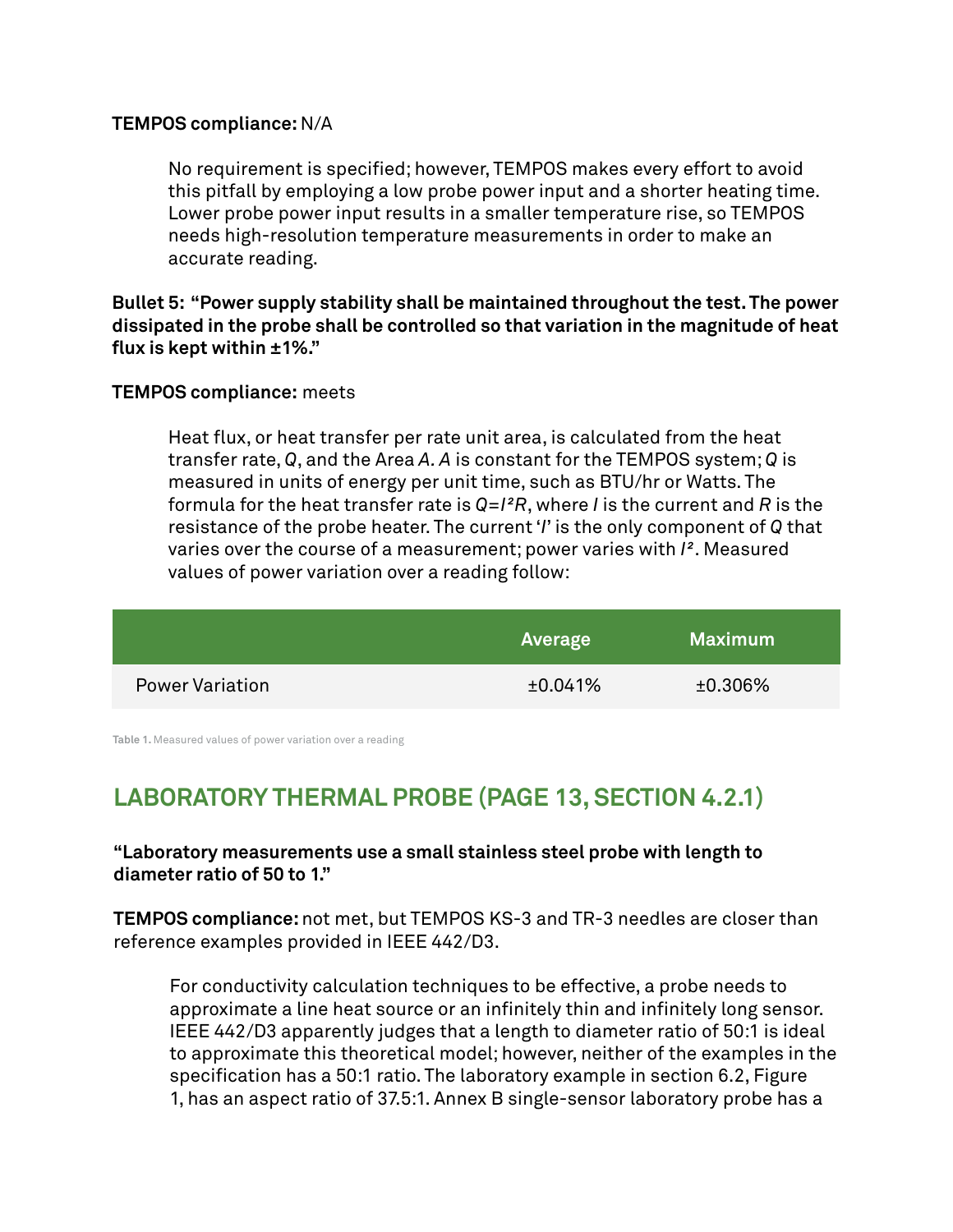**TEMPOS compliance:** N/A

No requirement is specified; however, TEMPOS makes every effort to avoid this pitfall by employing a low probe power input and a shorter heating time. Lower probe power input results in a smaller temperature rise, so TEMPOS needs high-resolution temperature measurements in order to make an accurate reading.

**Bullet 5: "Power supply stability shall be maintained throughout the test. The power dissipated in the probe shall be controlled so that variation in the magnitude of heat flux is kept within ±1%."**

**TEMPOS compliance:** meets

Heat flux, or heat transfer per rate unit area, is calculated from the heat transfer rate, $Q$, and the Area $A$. $A$ is constant for the TEMPOS system; $Q$ is measured in units of energy per unit time, such as BTU/hr or Watts. The formula for the heat transfer rate is $Q=I^2R$, where $I$ is the current and $R$ is the resistance of the probe heater. The current '$I$' is the only component of $Q$ that varies over the course of a measurement; power varies with $I^2$. Measured values of power variation over a reading follow:

| | Average | Maximum |
|---|---|---|
| Power Variation | ±0.041% | ±0.306% |

**Table 1.** Measured values of power variation over a reading

## LABORATORY THERMAL PROBE (PAGE 13, SECTION 4.2.1)

**"Laboratory measurements use a small stainless steel probe with length to diameter ratio of 50 to 1."**

**TEMPOS compliance:** not met, but TEMPOS KS-3 and TR-3 needles are closer than reference examples provided in IEEE 442/D3.

For conductivity calculation techniques to be effective, a probe needs to approximate a line heat source or an infinitely thin and infinitely long sensor. IEEE 442/D3 apparently judges that a length to diameter ratio of 50:1 is ideal to approximate this theoretical model; however, neither of the examples in the specification has a 50:1 ratio. The laboratory example in section 6.2, Figure 1, has an aspect ratio of 37.5:1. Annex B single-sensor laboratory probe has a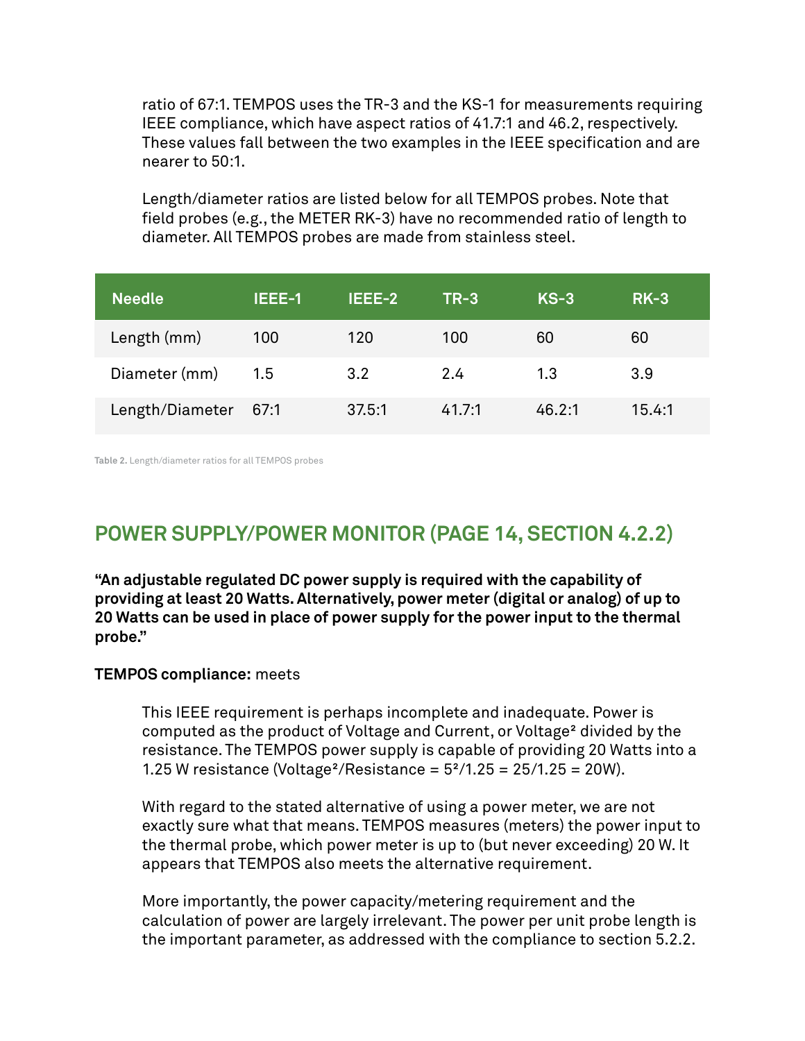ratio of 67:1. TEMPOS uses the TR-3 and the KS-1 for measurements requiring IEEE compliance, which have aspect ratios of 41.7:1 and 46.2, respectively. These values fall between the two examples in the IEEE specification and are nearer to 50:1.

Length/diameter ratios are listed below for all TEMPOS probes. Note that field probes (e.g., the METER RK-3) have no recommended ratio of length to diameter. All TEMPOS probes are made from stainless steel.

| Needle | IEEE-1 | IEEE-2 | TR-3 | KS-3 | RK-3 |
|---|---|---|---|---|---|
| Length (mm) | 100 | 120 | 100 | 60 | 60 |
| Diameter (mm) | 1.5 | 3.2 | 2.4 | 1.3 | 3.9 |
| Length/Diameter | 67:1 | 37.5:1 | 41.7:1 | 46.2:1 | 15.4:1 |

**Table 2.** Length/diameter ratios for all TEMPOS probes

## POWER SUPPLY/POWER MONITOR (PAGE 14, SECTION 4.2.2)

**"An adjustable regulated DC power supply is required with the capability of providing at least 20 Watts. Alternatively, power meter (digital or analog) of up to 20 Watts can be used in place of power supply for the power input to the thermal probe."**

**TEMPOS compliance:** meets

This IEEE requirement is perhaps incomplete and inadequate. Power is computed as the product of Voltage and Current, or Voltage² divided by the resistance. The TEMPOS power supply is capable of providing 20 Watts into a 1.25 W resistance (Voltage²/Resistance = $5^2/1.25 = 25/1.25 = 20$W).

With regard to the stated alternative of using a power meter, we are not exactly sure what that means. TEMPOS measures (meters) the power input to the thermal probe, which power meter is up to (but never exceeding) 20 W. It appears that TEMPOS also meets the alternative requirement.

More importantly, the power capacity/metering requirement and the calculation of power are largely irrelevant. The power per unit probe length is the important parameter, as addressed with the compliance to section 5.2.2.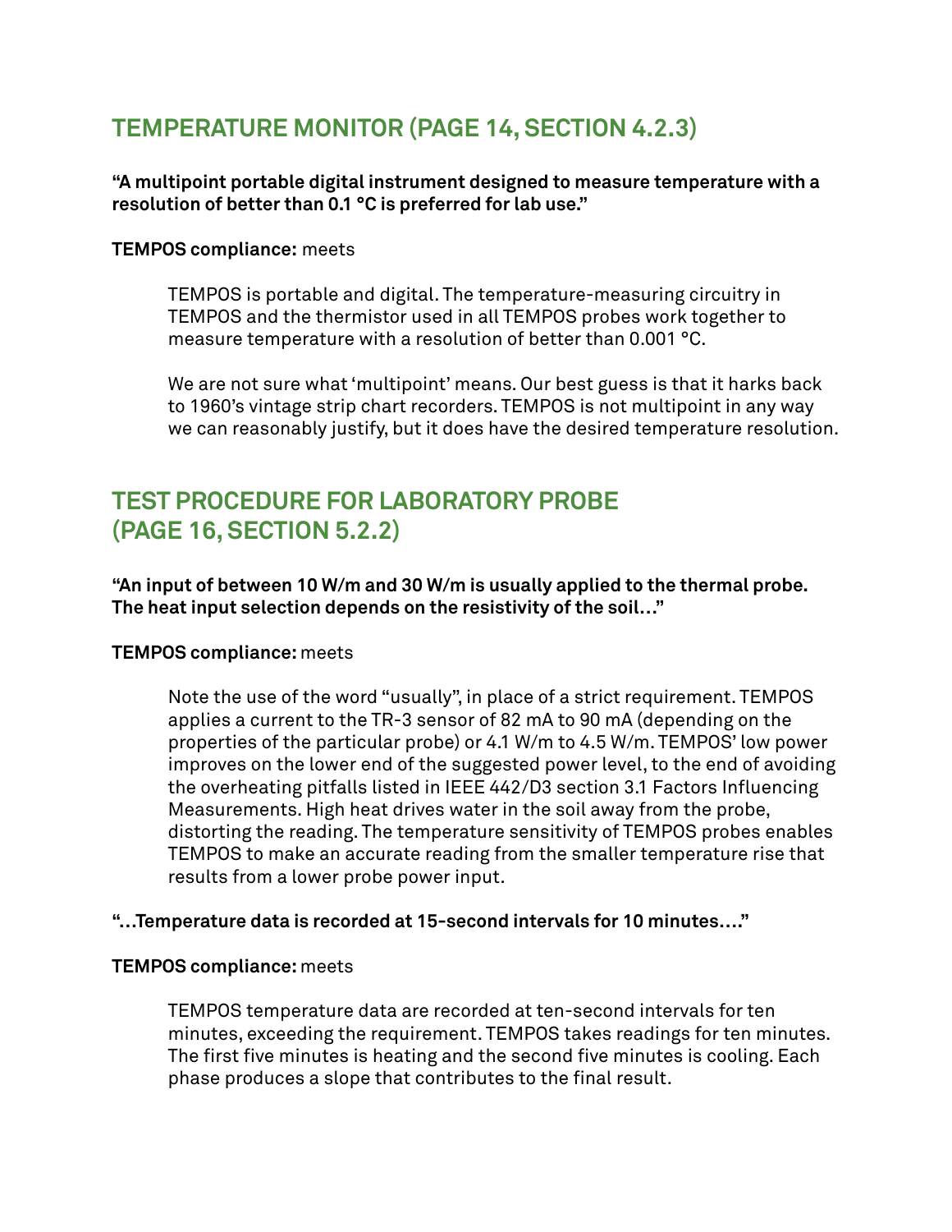## TEMPERATURE MONITOR (PAGE 14, SECTION 4.2.3)

**"A multipoint portable digital instrument designed to measure temperature with a resolution of better than 0.1 °C is preferred for lab use."**

**TEMPOS compliance:** meets

> TEMPOS is portable and digital. The temperature-measuring circuitry in TEMPOS and the thermistor used in all TEMPOS probes work together to measure temperature with a resolution of better than 0.001 °C.
>
> We are not sure what 'multipoint' means. Our best guess is that it harks back to 1960's vintage strip chart recorders. TEMPOS is not multipoint in any way we can reasonably justify, but it does have the desired temperature resolution.

## TEST PROCEDURE FOR LABORATORY PROBE (PAGE 16, SECTION 5.2.2)

**"An input of between 10 W/m and 30 W/m is usually applied to the thermal probe. The heat input selection depends on the resistivity of the soil…"**

**TEMPOS compliance:** meets

> Note the use of the word "usually", in place of a strict requirement. TEMPOS applies a current to the TR-3 sensor of 82 mA to 90 mA (depending on the properties of the particular probe) or 4.1 W/m to 4.5 W/m. TEMPOS' low power improves on the lower end of the suggested power level, to the end of avoiding the overheating pitfalls listed in IEEE 442/D3 section 3.1 Factors Influencing Measurements. High heat drives water in the soil away from the probe, distorting the reading. The temperature sensitivity of TEMPOS probes enables TEMPOS to make an accurate reading from the smaller temperature rise that results from a lower probe power input.

**"…Temperature data is recorded at 15-second intervals for 10 minutes.…"**

**TEMPOS compliance:** meets

> TEMPOS temperature data are recorded at ten-second intervals for ten minutes, exceeding the requirement. TEMPOS takes readings for ten minutes. The first five minutes is heating and the second five minutes is cooling. Each phase produces a slope that contributes to the final result.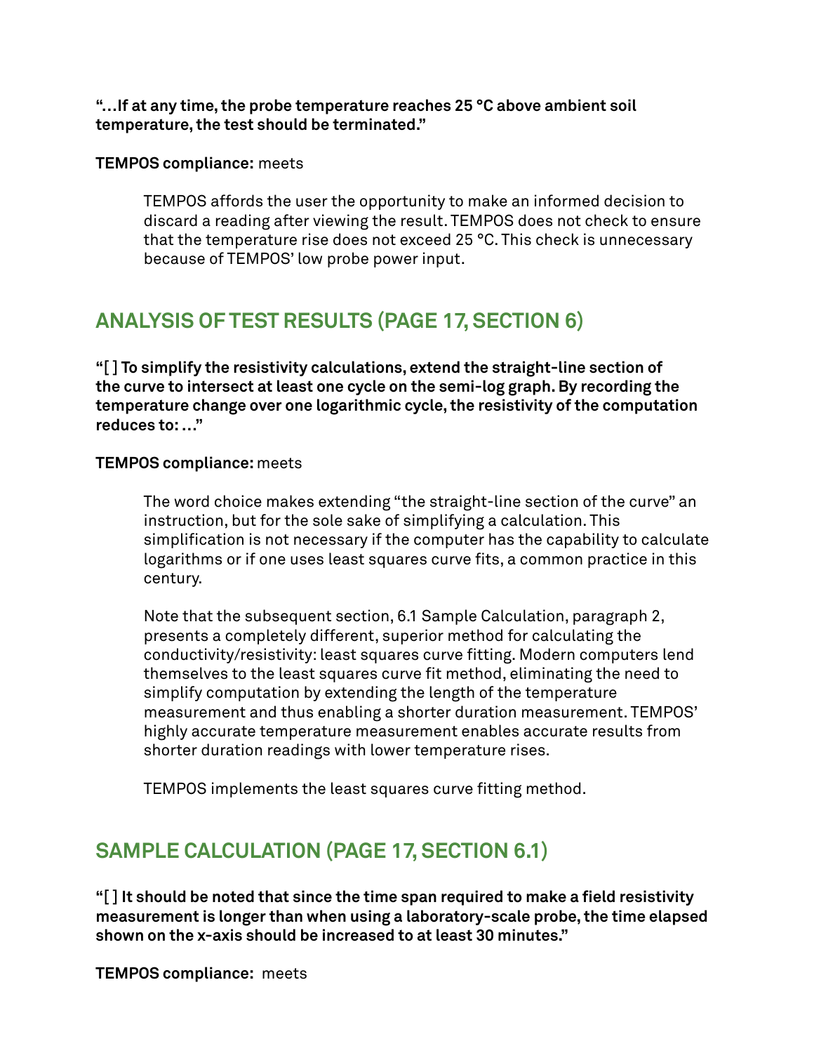**"…If at any time, the probe temperature reaches 25 °C above ambient soil temperature, the test should be terminated."**

**TEMPOS compliance:** meets

> TEMPOS affords the user the opportunity to make an informed decision to discard a reading after viewing the result. TEMPOS does not check to ensure that the temperature rise does not exceed 25 °C. This check is unnecessary because of TEMPOS' low probe power input.

## ANALYSIS OF TEST RESULTS (PAGE 17, SECTION 6)

**"[ ] To simplify the resistivity calculations, extend the straight-line section of the curve to intersect at least one cycle on the semi-log graph. By recording the temperature change over one logarithmic cycle, the resistivity of the computation reduces to: …"**

**TEMPOS compliance:** meets

> The word choice makes extending "the straight-line section of the curve" an instruction, but for the sole sake of simplifying a calculation. This simplification is not necessary if the computer has the capability to calculate logarithms or if one uses least squares curve fits, a common practice in this century.
>
> Note that the subsequent section, 6.1 Sample Calculation, paragraph 2, presents a completely different, superior method for calculating the conductivity/resistivity: least squares curve fitting. Modern computers lend themselves to the least squares curve fit method, eliminating the need to simplify computation by extending the length of the temperature measurement and thus enabling a shorter duration measurement. TEMPOS' highly accurate temperature measurement enables accurate results from shorter duration readings with lower temperature rises.
>
> TEMPOS implements the least squares curve fitting method.

## SAMPLE CALCULATION (PAGE 17, SECTION 6.1)

**"[ ] It should be noted that since the time span required to make a field resistivity measurement is longer than when using a laboratory-scale probe, the time elapsed shown on the x-axis should be increased to at least 30 minutes."**

**TEMPOS compliance:** meets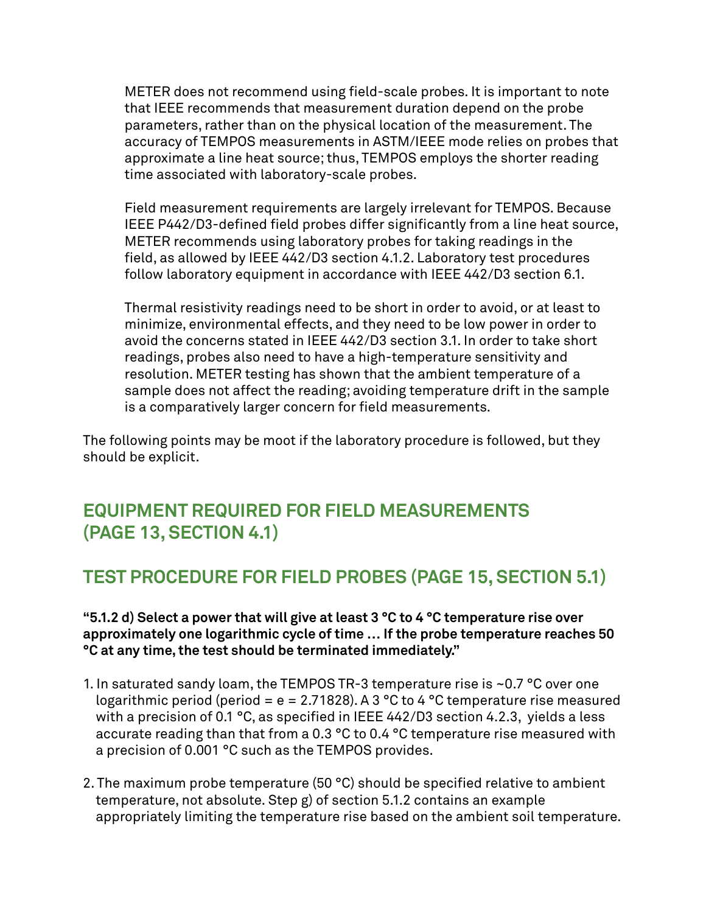METER does not recommend using field-scale probes. It is important to note that IEEE recommends that measurement duration depend on the probe parameters, rather than on the physical location of the measurement. The accuracy of TEMPOS measurements in ASTM/IEEE mode relies on probes that approximate a line heat source; thus, TEMPOS employs the shorter reading time associated with laboratory-scale probes.

Field measurement requirements are largely irrelevant for TEMPOS. Because IEEE P442/D3-defined field probes differ significantly from a line heat source, METER recommends using laboratory probes for taking readings in the field, as allowed by IEEE 442/D3 section 4.1.2. Laboratory test procedures follow laboratory equipment in accordance with IEEE 442/D3 section 6.1.

Thermal resistivity readings need to be short in order to avoid, or at least to minimize, environmental effects, and they need to be low power in order to avoid the concerns stated in IEEE 442/D3 section 3.1. In order to take short readings, probes also need to have a high-temperature sensitivity and resolution. METER testing has shown that the ambient temperature of a sample does not affect the reading; avoiding temperature drift in the sample is a comparatively larger concern for field measurements.

The following points may be moot if the laboratory procedure is followed, but they should be explicit.

## EQUIPMENT REQUIRED FOR FIELD MEASUREMENTS (PAGE 13, SECTION 4.1)

## TEST PROCEDURE FOR FIELD PROBES (PAGE 15, SECTION 5.1)

**"5.1.2 d) Select a power that will give at least 3 °C to 4 °C temperature rise over approximately one logarithmic cycle of time … If the probe temperature reaches 50 °C at any time, the test should be terminated immediately."**

1. In saturated sandy loam, the TEMPOS TR-3 temperature rise is ~0.7 °C over one logarithmic period (period = e = 2.71828). A 3 °C to 4 °C temperature rise measured with a precision of 0.1 °C, as specified in IEEE 442/D3 section 4.2.3, yields a less accurate reading than that from a 0.3 °C to 0.4 °C temperature rise measured with a precision of 0.001 °C such as the TEMPOS provides.
2. The maximum probe temperature (50 °C) should be specified relative to ambient temperature, not absolute. Step g) of section 5.1.2 contains an example appropriately limiting the temperature rise based on the ambient soil temperature.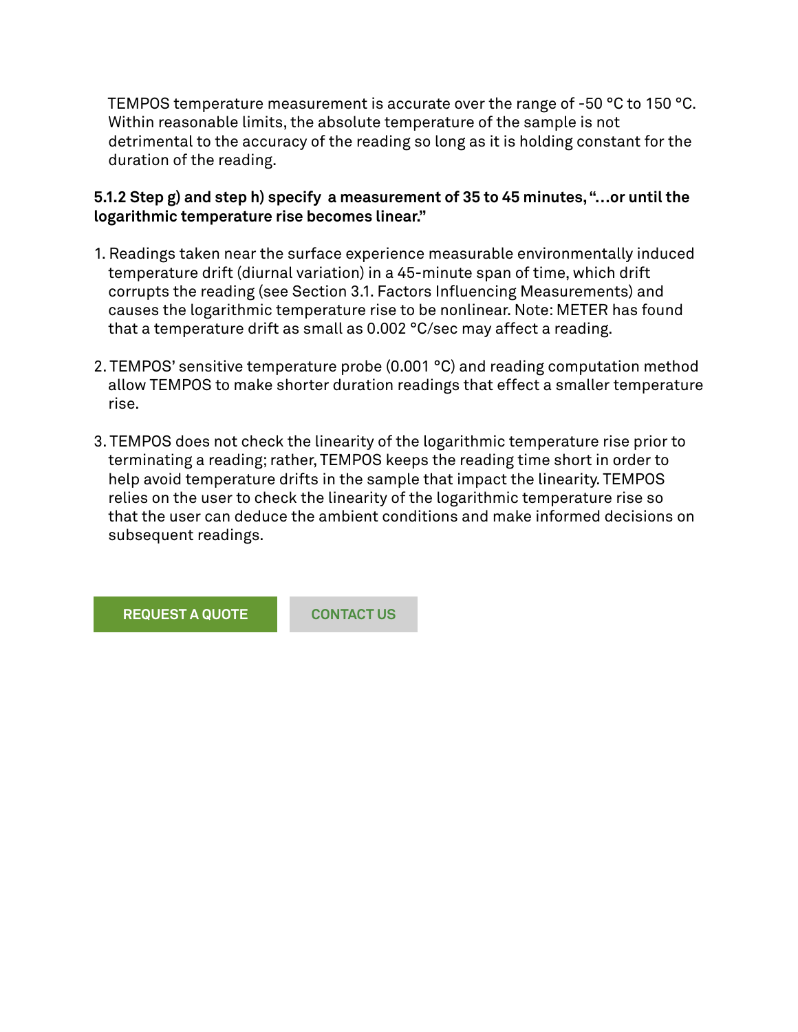TEMPOS temperature measurement is accurate over the range of -50 °C to 150 °C. Within reasonable limits, the absolute temperature of the sample is not detrimental to the accuracy of the reading so long as it is holding constant for the duration of the reading.

**5.1.2 Step g) and step h) specify a measurement of 35 to 45 minutes, "…or until the logarithmic temperature rise becomes linear."**

1. Readings taken near the surface experience measurable environmentally induced temperature drift (diurnal variation) in a 45-minute span of time, which drift corrupts the reading (see Section 3.1. Factors Influencing Measurements) and causes the logarithmic temperature rise to be nonlinear. Note: METER has found that a temperature drift as small as 0.002 °C/sec may affect a reading.
2. TEMPOS' sensitive temperature probe (0.001 °C) and reading computation method allow TEMPOS to make shorter duration readings that effect a smaller temperature rise.
3. TEMPOS does not check the linearity of the logarithmic temperature rise prior to terminating a reading; rather, TEMPOS keeps the reading time short in order to help avoid temperature drifts in the sample that impact the linearity. TEMPOS relies on the user to check the linearity of the logarithmic temperature rise so that the user can deduce the ambient conditions and make informed decisions on subsequent readings.

REQUEST A QUOTE

CONTACT US